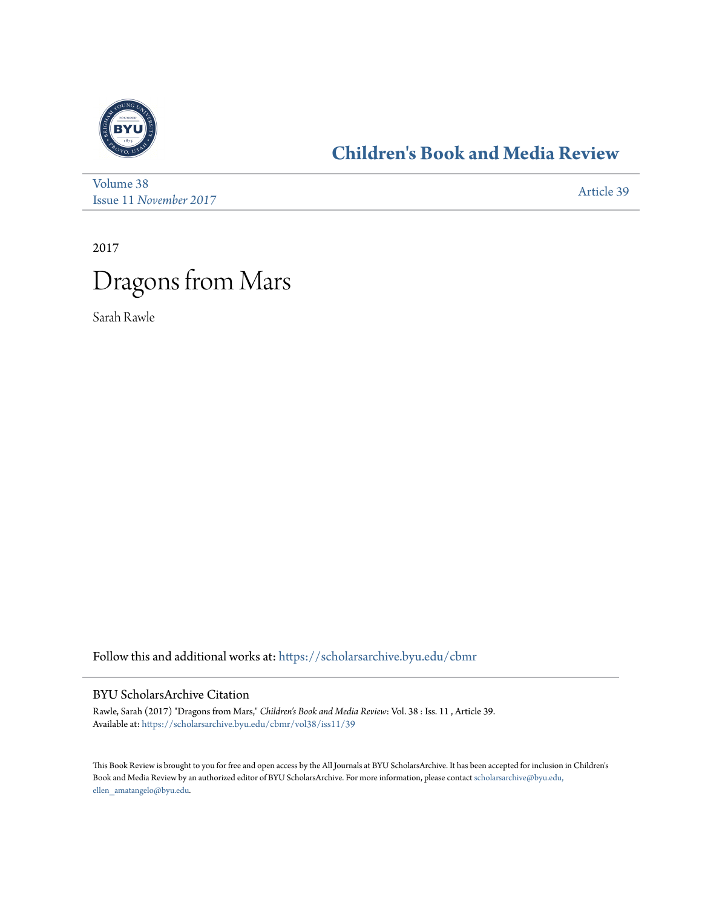## Children's Book and Media Review

Volume 38
Issue 11 *November 2017*

Article 39

2017

# Dragons from Mars

Sarah Rawle

Follow this and additional works at: https://scholarsarchive.byu.edu/cbmr

### BYU ScholarsArchive Citation

Rawle, Sarah (2017) "Dragons from Mars," *Children's Book and Media Review*: Vol. 38 : Iss. 11 , Article 39.
Available at: https://scholarsarchive.byu.edu/cbmr/vol38/iss11/39

This Book Review is brought to you for free and open access by the All Journals at BYU ScholarsArchive. It has been accepted for inclusion in Children's Book and Media Review by an authorized editor of BYU ScholarsArchive. For more information, please contact scholarsarchive@byu.edu, ellen_amatangelo@byu.edu.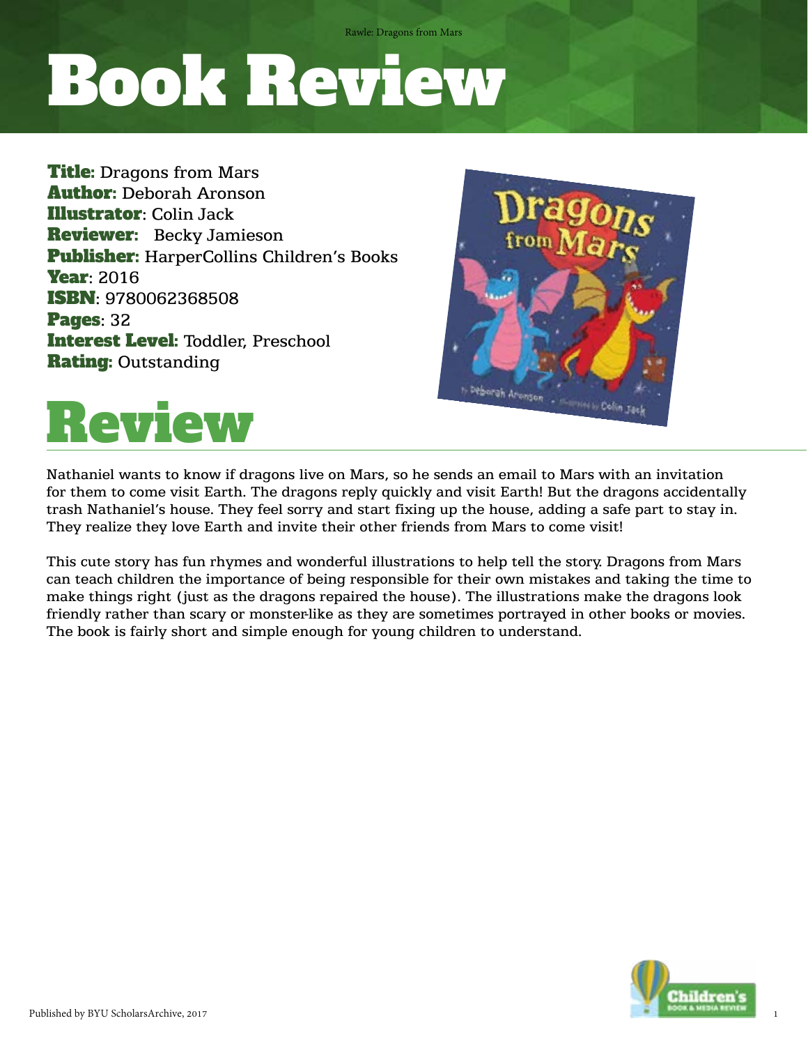# Book Review

**Title:** Dragons from Mars
**Author:** Deborah Aronson
**Illustrator**: Colin Jack
**Reviewer:** Becky Jamieson
**Publisher:** HarperCollins Children's Books
**Year**: 2016
**ISBN**: 9780062368508
**Pages**: 32
**Interest Level:** Toddler, Preschool
**Rating:** Outstanding

# Review

Nathaniel wants to know if dragons live on Mars, so he sends an email to Mars with an invitation for them to come visit Earth. The dragons reply quickly and visit Earth! But the dragons accidentally trash Nathaniel's house. They feel sorry and start fixing up the house, adding a safe part to stay in. They realize they love Earth and invite their other friends from Mars to come visit!

This cute story has fun rhymes and wonderful illustrations to help tell the story. Dragons from Mars can teach children the importance of being responsible for their own mistakes and taking the time to make things right (just as the dragons repaired the house). The illustrations make the dragons look friendly rather than scary or monster-like as they are sometimes portrayed in other books or movies. The book is fairly short and simple enough for young children to understand.